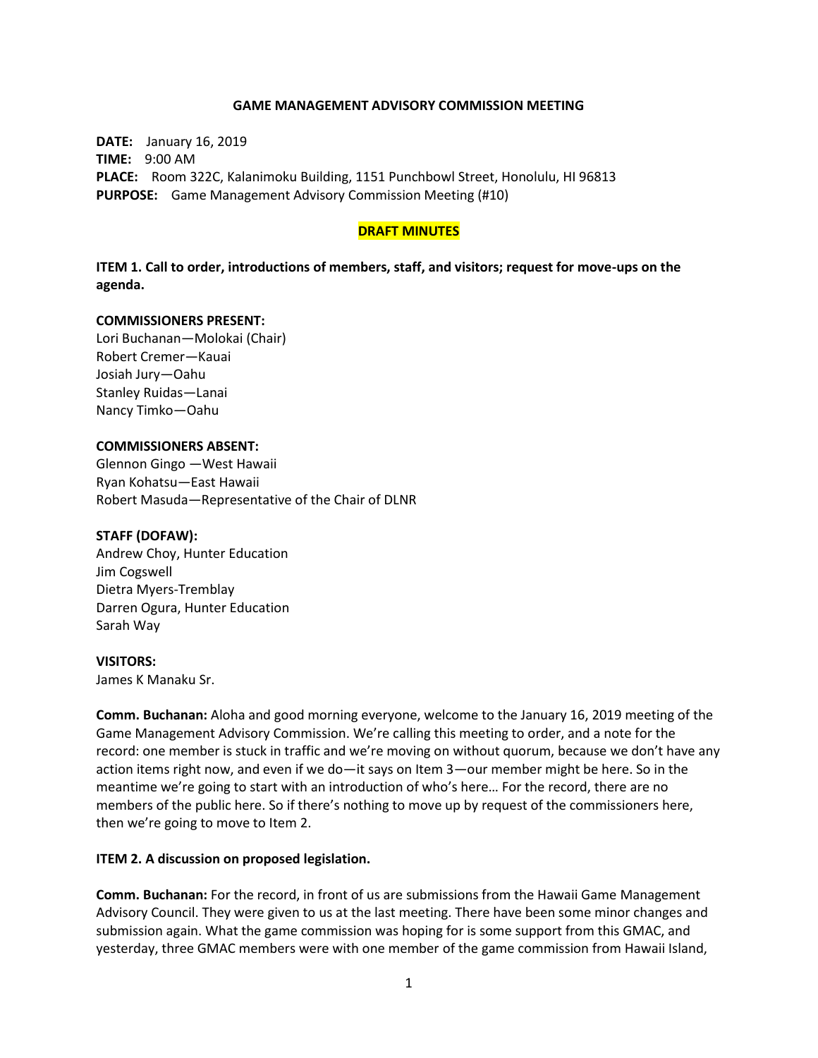**GAME MANAGEMENT ADVISORY COMMISSION MEETING**

**DATE:** January 16, 2019
**TIME:** 9:00 AM
**PLACE:** Room 322C, Kalanimoku Building, 1151 Punchbowl Street, Honolulu, HI 96813
**PURPOSE:** Game Management Advisory Commission Meeting (#10)

**DRAFT MINUTES**

**ITEM 1. Call to order, introductions of members, staff, and visitors; request for move-ups on the agenda.**

**COMMISSIONERS PRESENT:**
Lori Buchanan—Molokai (Chair)
Robert Cremer—Kauai
Josiah Jury—Oahu
Stanley Ruidas—Lanai
Nancy Timko—Oahu

**COMMISSIONERS ABSENT:**
Glennon Gingo —West Hawaii
Ryan Kohatsu—East Hawaii
Robert Masuda—Representative of the Chair of DLNR

**STAFF (DOFAW):**
Andrew Choy, Hunter Education
Jim Cogswell
Dietra Myers-Tremblay
Darren Ogura, Hunter Education
Sarah Way

**VISITORS:**
James K Manaku Sr.

**Comm. Buchanan:** Aloha and good morning everyone, welcome to the January 16, 2019 meeting of the Game Management Advisory Commission. We're calling this meeting to order, and a note for the record: one member is stuck in traffic and we're moving on without quorum, because we don't have any action items right now, and even if we do—it says on Item 3—our member might be here. So in the meantime we're going to start with an introduction of who's here… For the record, there are no members of the public here. So if there's nothing to move up by request of the commissioners here, then we're going to move to Item 2.

**ITEM 2. A discussion on proposed legislation.**

**Comm. Buchanan:** For the record, in front of us are submissions from the Hawaii Game Management Advisory Council. They were given to us at the last meeting. There have been some minor changes and submission again. What the game commission was hoping for is some support from this GMAC, and yesterday, three GMAC members were with one member of the game commission from Hawaii Island,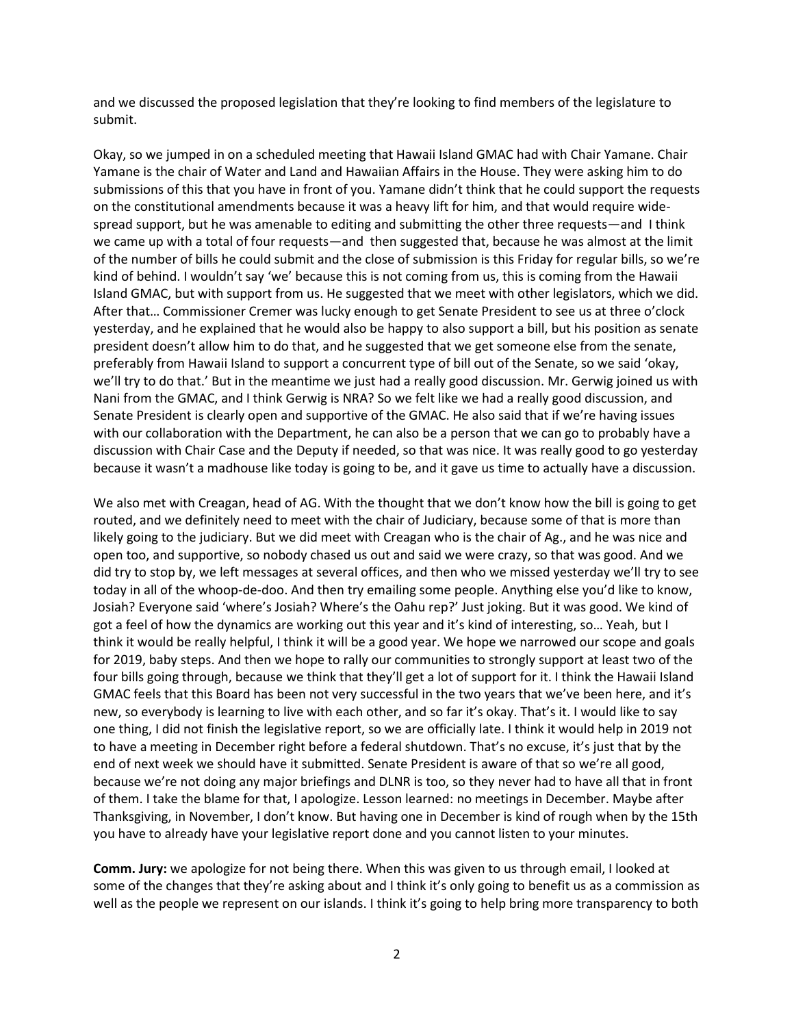and we discussed the proposed legislation that they're looking to find members of the legislature to submit.

Okay, so we jumped in on a scheduled meeting that Hawaii Island GMAC had with Chair Yamane. Chair Yamane is the chair of Water and Land and Hawaiian Affairs in the House. They were asking him to do submissions of this that you have in front of you. Yamane didn't think that he could support the requests on the constitutional amendments because it was a heavy lift for him, and that would require wide-spread support, but he was amenable to editing and submitting the other three requests—and I think we came up with a total of four requests—and then suggested that, because he was almost at the limit of the number of bills he could submit and the close of submission is this Friday for regular bills, so we're kind of behind. I wouldn't say 'we' because this is not coming from us, this is coming from the Hawaii Island GMAC, but with support from us. He suggested that we meet with other legislators, which we did. After that… Commissioner Cremer was lucky enough to get Senate President to see us at three o'clock yesterday, and he explained that he would also be happy to also support a bill, but his position as senate president doesn't allow him to do that, and he suggested that we get someone else from the senate, preferably from Hawaii Island to support a concurrent type of bill out of the Senate, so we said 'okay, we'll try to do that.' But in the meantime we just had a really good discussion. Mr. Gerwig joined us with Nani from the GMAC, and I think Gerwig is NRA? So we felt like we had a really good discussion, and Senate President is clearly open and supportive of the GMAC. He also said that if we're having issues with our collaboration with the Department, he can also be a person that we can go to probably have a discussion with Chair Case and the Deputy if needed, so that was nice. It was really good to go yesterday because it wasn't a madhouse like today is going to be, and it gave us time to actually have a discussion.

We also met with Creagan, head of AG. With the thought that we don't know how the bill is going to get routed, and we definitely need to meet with the chair of Judiciary, because some of that is more than likely going to the judiciary. But we did meet with Creagan who is the chair of Ag., and he was nice and open too, and supportive, so nobody chased us out and said we were crazy, so that was good. And we did try to stop by, we left messages at several offices, and then who we missed yesterday we'll try to see today in all of the whoop-de-doo. And then try emailing some people. Anything else you'd like to know, Josiah? Everyone said 'where's Josiah? Where's the Oahu rep?' Just joking. But it was good. We kind of got a feel of how the dynamics are working out this year and it's kind of interesting, so… Yeah, but I think it would be really helpful, I think it will be a good year. We hope we narrowed our scope and goals for 2019, baby steps. And then we hope to rally our communities to strongly support at least two of the four bills going through, because we think that they'll get a lot of support for it. I think the Hawaii Island GMAC feels that this Board has been not very successful in the two years that we've been here, and it's new, so everybody is learning to live with each other, and so far it's okay. That's it. I would like to say one thing, I did not finish the legislative report, so we are officially late. I think it would help in 2019 not to have a meeting in December right before a federal shutdown. That's no excuse, it's just that by the end of next week we should have it submitted. Senate President is aware of that so we're all good, because we're not doing any major briefings and DLNR is too, so they never had to have all that in front of them. I take the blame for that, I apologize. Lesson learned: no meetings in December. Maybe after Thanksgiving, in November, I don't know. But having one in December is kind of rough when by the 15th you have to already have your legislative report done and you cannot listen to your minutes.

**Comm. Jury:** we apologize for not being there. When this was given to us through email, I looked at some of the changes that they're asking about and I think it's only going to benefit us as a commission as well as the people we represent on our islands. I think it's going to help bring more transparency to both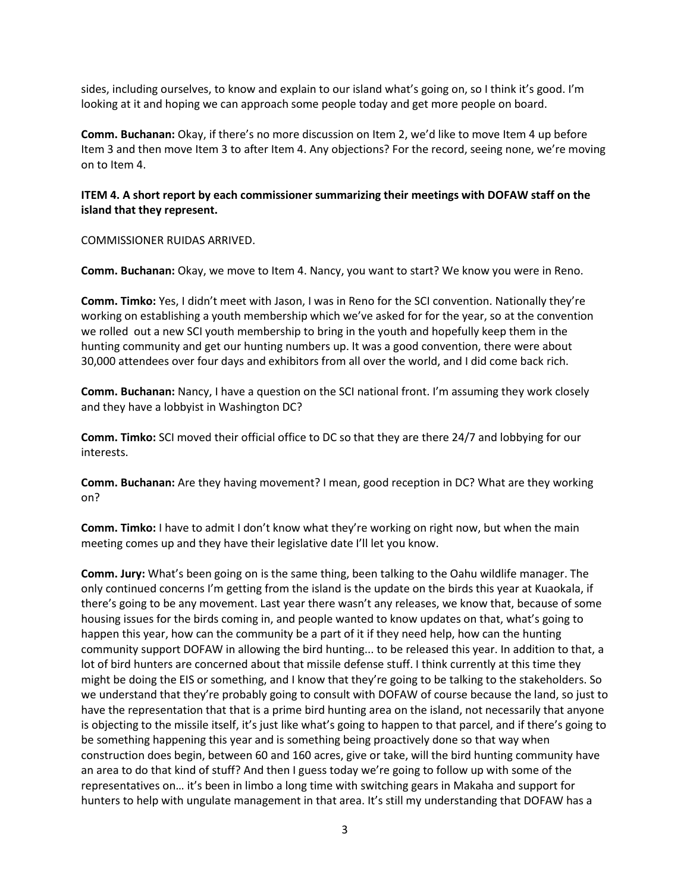sides, including ourselves, to know and explain to our island what's going on, so I think it's good. I'm looking at it and hoping we can approach some people today and get more people on board.

**Comm. Buchanan:** Okay, if there's no more discussion on Item 2, we'd like to move Item 4 up before Item 3 and then move Item 3 to after Item 4. Any objections? For the record, seeing none, we're moving on to Item 4.

**ITEM 4. A short report by each commissioner summarizing their meetings with DOFAW staff on the island that they represent.**

COMMISSIONER RUIDAS ARRIVED.

**Comm. Buchanan:** Okay, we move to Item 4. Nancy, you want to start? We know you were in Reno.

**Comm. Timko:** Yes, I didn't meet with Jason, I was in Reno for the SCI convention. Nationally they're working on establishing a youth membership which we've asked for for the year, so at the convention we rolled out a new SCI youth membership to bring in the youth and hopefully keep them in the hunting community and get our hunting numbers up. It was a good convention, there were about 30,000 attendees over four days and exhibitors from all over the world, and I did come back rich.

**Comm. Buchanan:** Nancy, I have a question on the SCI national front. I'm assuming they work closely and they have a lobbyist in Washington DC?

**Comm. Timko:** SCI moved their official office to DC so that they are there 24/7 and lobbying for our interests.

**Comm. Buchanan:** Are they having movement? I mean, good reception in DC? What are they working on?

**Comm. Timko:** I have to admit I don't know what they're working on right now, but when the main meeting comes up and they have their legislative date I'll let you know.

**Comm. Jury:** What's been going on is the same thing, been talking to the Oahu wildlife manager. The only continued concerns I'm getting from the island is the update on the birds this year at Kuaokala, if there's going to be any movement. Last year there wasn't any releases, we know that, because of some housing issues for the birds coming in, and people wanted to know updates on that, what's going to happen this year, how can the community be a part of it if they need help, how can the hunting community support DOFAW in allowing the bird hunting... to be released this year. In addition to that, a lot of bird hunters are concerned about that missile defense stuff. I think currently at this time they might be doing the EIS or something, and I know that they're going to be talking to the stakeholders. So we understand that they're probably going to consult with DOFAW of course because the land, so just to have the representation that that is a prime bird hunting area on the island, not necessarily that anyone is objecting to the missile itself, it's just like what's going to happen to that parcel, and if there's going to be something happening this year and is something being proactively done so that way when construction does begin, between 60 and 160 acres, give or take, will the bird hunting community have an area to do that kind of stuff? And then I guess today we're going to follow up with some of the representatives on… it's been in limbo a long time with switching gears in Makaha and support for hunters to help with ungulate management in that area. It's still my understanding that DOFAW has a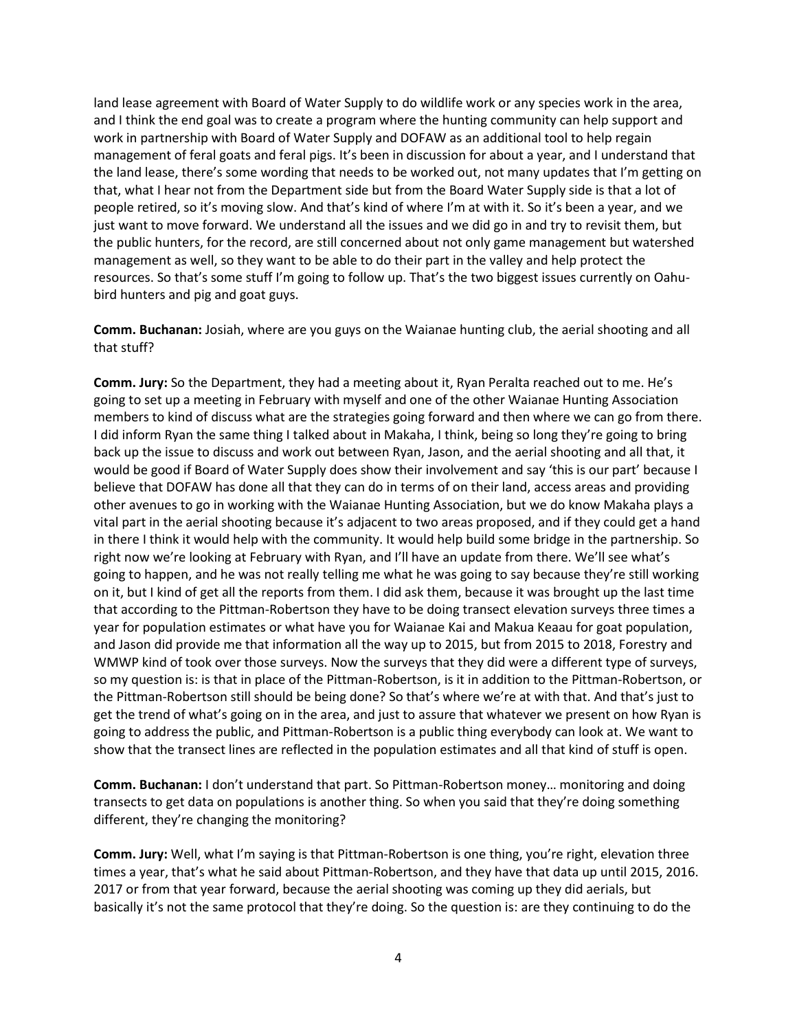land lease agreement with Board of Water Supply to do wildlife work or any species work in the area, and I think the end goal was to create a program where the hunting community can help support and work in partnership with Board of Water Supply and DOFAW as an additional tool to help regain management of feral goats and feral pigs. It's been in discussion for about a year, and I understand that the land lease, there's some wording that needs to be worked out, not many updates that I'm getting on that, what I hear not from the Department side but from the Board Water Supply side is that a lot of people retired, so it's moving slow. And that's kind of where I'm at with it. So it's been a year, and we just want to move forward. We understand all the issues and we did go in and try to revisit them, but the public hunters, for the record, are still concerned about not only game management but watershed management as well, so they want to be able to do their part in the valley and help protect the resources. So that's some stuff I'm going to follow up. That's the two biggest issues currently on Oahu-bird hunters and pig and goat guys.

**Comm. Buchanan:** Josiah, where are you guys on the Waianae hunting club, the aerial shooting and all that stuff?

**Comm. Jury:** So the Department, they had a meeting about it, Ryan Peralta reached out to me. He's going to set up a meeting in February with myself and one of the other Waianae Hunting Association members to kind of discuss what are the strategies going forward and then where we can go from there. I did inform Ryan the same thing I talked about in Makaha, I think, being so long they're going to bring back up the issue to discuss and work out between Ryan, Jason, and the aerial shooting and all that, it would be good if Board of Water Supply does show their involvement and say 'this is our part' because I believe that DOFAW has done all that they can do in terms of on their land, access areas and providing other avenues to go in working with the Waianae Hunting Association, but we do know Makaha plays a vital part in the aerial shooting because it's adjacent to two areas proposed, and if they could get a hand in there I think it would help with the community. It would help build some bridge in the partnership. So right now we're looking at February with Ryan, and I'll have an update from there. We'll see what's going to happen, and he was not really telling me what he was going to say because they're still working on it, but I kind of get all the reports from them. I did ask them, because it was brought up the last time that according to the Pittman-Robertson they have to be doing transect elevation surveys three times a year for population estimates or what have you for Waianae Kai and Makua Keaau for goat population, and Jason did provide me that information all the way up to 2015, but from 2015 to 2018, Forestry and WMWP kind of took over those surveys. Now the surveys that they did were a different type of surveys, so my question is: is that in place of the Pittman-Robertson, is it in addition to the Pittman-Robertson, or the Pittman-Robertson still should be being done? So that's where we're at with that. And that's just to get the trend of what's going on in the area, and just to assure that whatever we present on how Ryan is going to address the public, and Pittman-Robertson is a public thing everybody can look at. We want to show that the transect lines are reflected in the population estimates and all that kind of stuff is open.

**Comm. Buchanan:** I don't understand that part. So Pittman-Robertson money… monitoring and doing transects to get data on populations is another thing. So when you said that they're doing something different, they're changing the monitoring?

**Comm. Jury:** Well, what I'm saying is that Pittman-Robertson is one thing, you're right, elevation three times a year, that's what he said about Pittman-Robertson, and they have that data up until 2015, 2016. 2017 or from that year forward, because the aerial shooting was coming up they did aerials, but basically it's not the same protocol that they're doing. So the question is: are they continuing to do the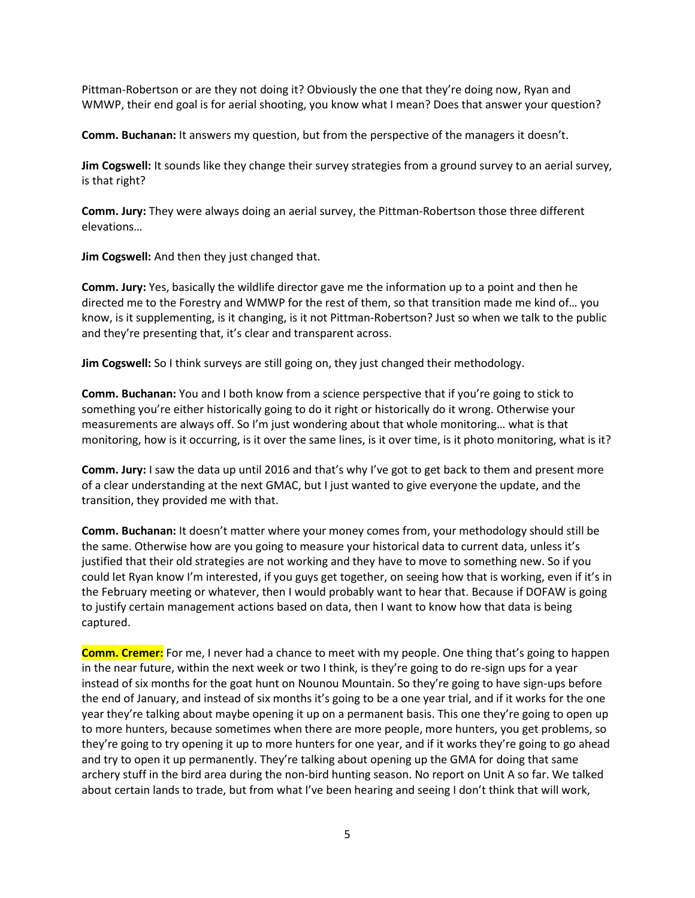Pittman-Robertson or are they not doing it? Obviously the one that they're doing now, Ryan and WMWP, their end goal is for aerial shooting, you know what I mean? Does that answer your question?

**Comm. Buchanan:** It answers my question, but from the perspective of the managers it doesn't.

**Jim Cogswell:** It sounds like they change their survey strategies from a ground survey to an aerial survey, is that right?

**Comm. Jury:** They were always doing an aerial survey, the Pittman-Robertson those three different elevations…

**Jim Cogswell:** And then they just changed that.

**Comm. Jury:** Yes, basically the wildlife director gave me the information up to a point and then he directed me to the Forestry and WMWP for the rest of them, so that transition made me kind of… you know, is it supplementing, is it changing, is it not Pittman-Robertson? Just so when we talk to the public and they're presenting that, it's clear and transparent across.

**Jim Cogswell:** So I think surveys are still going on, they just changed their methodology.

**Comm. Buchanan:** You and I both know from a science perspective that if you're going to stick to something you're either historically going to do it right or historically do it wrong. Otherwise your measurements are always off. So I'm just wondering about that whole monitoring… what is that monitoring, how is it occurring, is it over the same lines, is it over time, is it photo monitoring, what is it?

**Comm. Jury:** I saw the data up until 2016 and that's why I've got to get back to them and present more of a clear understanding at the next GMAC, but I just wanted to give everyone the update, and the transition, they provided me with that.

**Comm. Buchanan:** It doesn't matter where your money comes from, your methodology should still be the same. Otherwise how are you going to measure your historical data to current data, unless it's justified that their old strategies are not working and they have to move to something new. So if you could let Ryan know I'm interested, if you guys get together, on seeing how that is working, even if it's in the February meeting or whatever, then I would probably want to hear that. Because if DOFAW is going to justify certain management actions based on data, then I want to know how that data is being captured.

**Comm. Cremer:** For me, I never had a chance to meet with my people. One thing that's going to happen in the near future, within the next week or two I think, is they're going to do re-sign ups for a year instead of six months for the goat hunt on Nounou Mountain. So they're going to have sign-ups before the end of January, and instead of six months it's going to be a one year trial, and if it works for the one year they're talking about maybe opening it up on a permanent basis. This one they're going to open up to more hunters, because sometimes when there are more people, more hunters, you get problems, so they're going to try opening it up to more hunters for one year, and if it works they're going to go ahead and try to open it up permanently. They're talking about opening up the GMA for doing that same archery stuff in the bird area during the non-bird hunting season. No report on Unit A so far. We talked about certain lands to trade, but from what I've been hearing and seeing I don't think that will work,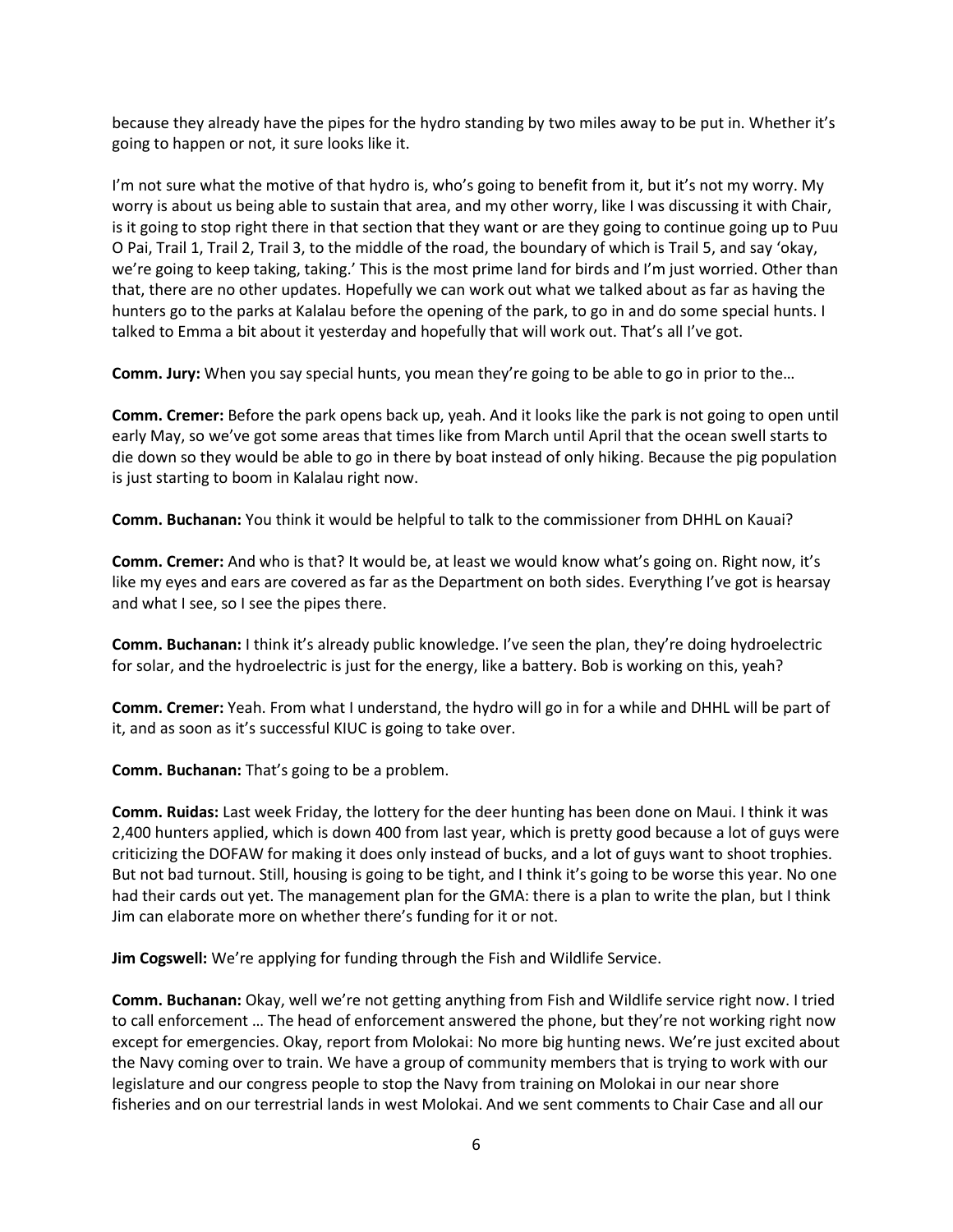because they already have the pipes for the hydro standing by two miles away to be put in. Whether it's going to happen or not, it sure looks like it.

I'm not sure what the motive of that hydro is, who's going to benefit from it, but it's not my worry. My worry is about us being able to sustain that area, and my other worry, like I was discussing it with Chair, is it going to stop right there in that section that they want or are they going to continue going up to Puu O Pai, Trail 1, Trail 2, Trail 3, to the middle of the road, the boundary of which is Trail 5, and say 'okay, we're going to keep taking, taking.' This is the most prime land for birds and I'm just worried. Other than that, there are no other updates. Hopefully we can work out what we talked about as far as having the hunters go to the parks at Kalalau before the opening of the park, to go in and do some special hunts. I talked to Emma a bit about it yesterday and hopefully that will work out. That's all I've got.

**Comm. Jury:** When you say special hunts, you mean they're going to be able to go in prior to the…

**Comm. Cremer:** Before the park opens back up, yeah. And it looks like the park is not going to open until early May, so we've got some areas that times like from March until April that the ocean swell starts to die down so they would be able to go in there by boat instead of only hiking. Because the pig population is just starting to boom in Kalalau right now.

**Comm. Buchanan:** You think it would be helpful to talk to the commissioner from DHHL on Kauai?

**Comm. Cremer:** And who is that? It would be, at least we would know what's going on. Right now, it's like my eyes and ears are covered as far as the Department on both sides. Everything I've got is hearsay and what I see, so I see the pipes there.

**Comm. Buchanan:** I think it's already public knowledge. I've seen the plan, they're doing hydroelectric for solar, and the hydroelectric is just for the energy, like a battery. Bob is working on this, yeah?

**Comm. Cremer:** Yeah. From what I understand, the hydro will go in for a while and DHHL will be part of it, and as soon as it's successful KIUC is going to take over.

**Comm. Buchanan:** That's going to be a problem.

**Comm. Ruidas:** Last week Friday, the lottery for the deer hunting has been done on Maui. I think it was 2,400 hunters applied, which is down 400 from last year, which is pretty good because a lot of guys were criticizing the DOFAW for making it does only instead of bucks, and a lot of guys want to shoot trophies. But not bad turnout. Still, housing is going to be tight, and I think it's going to be worse this year. No one had their cards out yet. The management plan for the GMA: there is a plan to write the plan, but I think Jim can elaborate more on whether there's funding for it or not.

**Jim Cogswell:** We're applying for funding through the Fish and Wildlife Service.

**Comm. Buchanan:** Okay, well we're not getting anything from Fish and Wildlife service right now. I tried to call enforcement … The head of enforcement answered the phone, but they're not working right now except for emergencies. Okay, report from Molokai: No more big hunting news. We're just excited about the Navy coming over to train. We have a group of community members that is trying to work with our legislature and our congress people to stop the Navy from training on Molokai in our near shore fisheries and on our terrestrial lands in west Molokai. And we sent comments to Chair Case and all our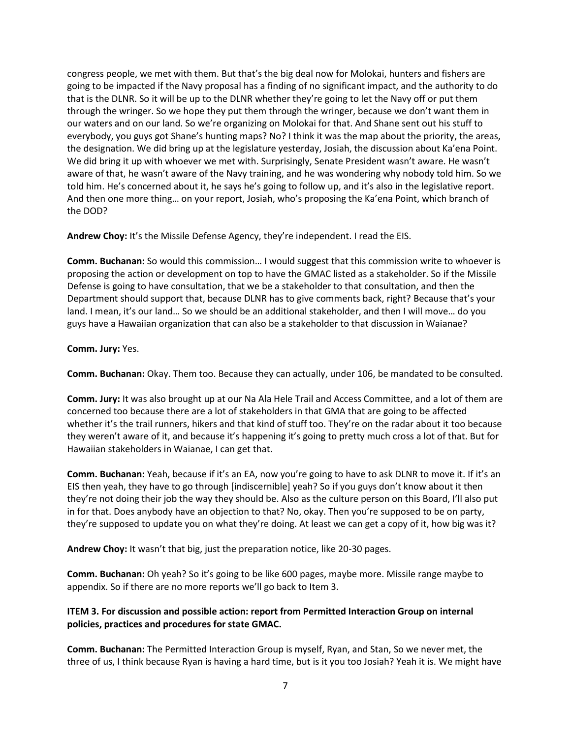congress people, we met with them. But that's the big deal now for Molokai, hunters and fishers are going to be impacted if the Navy proposal has a finding of no significant impact, and the authority to do that is the DLNR. So it will be up to the DLNR whether they're going to let the Navy off or put them through the wringer. So we hope they put them through the wringer, because we don't want them in our waters and on our land. So we're organizing on Molokai for that. And Shane sent out his stuff to everybody, you guys got Shane's hunting maps? No? I think it was the map about the priority, the areas, the designation. We did bring up at the legislature yesterday, Josiah, the discussion about Ka'ena Point. We did bring it up with whoever we met with. Surprisingly, Senate President wasn't aware. He wasn't aware of that, he wasn't aware of the Navy training, and he was wondering why nobody told him. So we told him. He's concerned about it, he says he's going to follow up, and it's also in the legislative report. And then one more thing… on your report, Josiah, who's proposing the Ka'ena Point, which branch of the DOD?

**Andrew Choy:** It's the Missile Defense Agency, they're independent. I read the EIS.

**Comm. Buchanan:** So would this commission… I would suggest that this commission write to whoever is proposing the action or development on top to have the GMAC listed as a stakeholder. So if the Missile Defense is going to have consultation, that we be a stakeholder to that consultation, and then the Department should support that, because DLNR has to give comments back, right? Because that's your land. I mean, it's our land… So we should be an additional stakeholder, and then I will move… do you guys have a Hawaiian organization that can also be a stakeholder to that discussion in Waianae?

**Comm. Jury:** Yes.

**Comm. Buchanan:** Okay. Them too. Because they can actually, under 106, be mandated to be consulted.

**Comm. Jury:** It was also brought up at our Na Ala Hele Trail and Access Committee, and a lot of them are concerned too because there are a lot of stakeholders in that GMA that are going to be affected whether it's the trail runners, hikers and that kind of stuff too. They're on the radar about it too because they weren't aware of it, and because it's happening it's going to pretty much cross a lot of that. But for Hawaiian stakeholders in Waianae, I can get that.

**Comm. Buchanan:** Yeah, because if it's an EA, now you're going to have to ask DLNR to move it. If it's an EIS then yeah, they have to go through [indiscernible] yeah? So if you guys don't know about it then they're not doing their job the way they should be. Also as the culture person on this Board, I'll also put in for that. Does anybody have an objection to that? No, okay. Then you're supposed to be on party, they're supposed to update you on what they're doing. At least we can get a copy of it, how big was it?

**Andrew Choy:** It wasn't that big, just the preparation notice, like 20-30 pages.

**Comm. Buchanan:** Oh yeah? So it's going to be like 600 pages, maybe more. Missile range maybe to appendix. So if there are no more reports we'll go back to Item 3.

**ITEM 3. For discussion and possible action: report from Permitted Interaction Group on internal policies, practices and procedures for state GMAC.**

**Comm. Buchanan:** The Permitted Interaction Group is myself, Ryan, and Stan, So we never met, the three of us, I think because Ryan is having a hard time, but is it you too Josiah? Yeah it is. We might have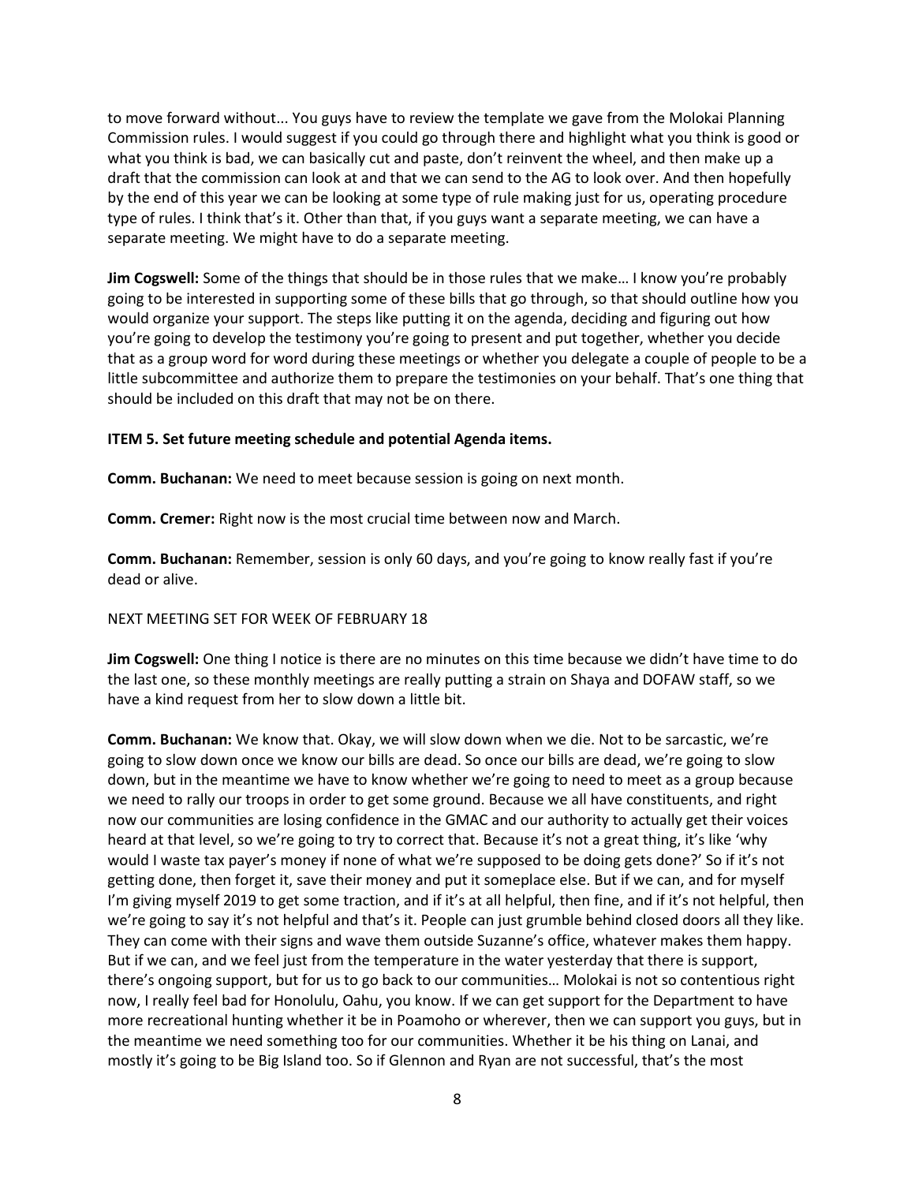to move forward without... You guys have to review the template we gave from the Molokai Planning Commission rules. I would suggest if you could go through there and highlight what you think is good or what you think is bad, we can basically cut and paste, don't reinvent the wheel, and then make up a draft that the commission can look at and that we can send to the AG to look over. And then hopefully by the end of this year we can be looking at some type of rule making just for us, operating procedure type of rules. I think that's it. Other than that, if you guys want a separate meeting, we can have a separate meeting. We might have to do a separate meeting.

**Jim Cogswell:** Some of the things that should be in those rules that we make… I know you're probably going to be interested in supporting some of these bills that go through, so that should outline how you would organize your support. The steps like putting it on the agenda, deciding and figuring out how you're going to develop the testimony you're going to present and put together, whether you decide that as a group word for word during these meetings or whether you delegate a couple of people to be a little subcommittee and authorize them to prepare the testimonies on your behalf. That's one thing that should be included on this draft that may not be on there.

**ITEM 5. Set future meeting schedule and potential Agenda items.**

**Comm. Buchanan:** We need to meet because session is going on next month.

**Comm. Cremer:** Right now is the most crucial time between now and March.

**Comm. Buchanan:** Remember, session is only 60 days, and you're going to know really fast if you're dead or alive.

NEXT MEETING SET FOR WEEK OF FEBRUARY 18

**Jim Cogswell:** One thing I notice is there are no minutes on this time because we didn't have time to do the last one, so these monthly meetings are really putting a strain on Shaya and DOFAW staff, so we have a kind request from her to slow down a little bit.

**Comm. Buchanan:** We know that. Okay, we will slow down when we die. Not to be sarcastic, we're going to slow down once we know our bills are dead. So once our bills are dead, we're going to slow down, but in the meantime we have to know whether we're going to need to meet as a group because we need to rally our troops in order to get some ground. Because we all have constituents, and right now our communities are losing confidence in the GMAC and our authority to actually get their voices heard at that level, so we're going to try to correct that. Because it's not a great thing, it's like 'why would I waste tax payer's money if none of what we're supposed to be doing gets done?' So if it's not getting done, then forget it, save their money and put it someplace else. But if we can, and for myself I'm giving myself 2019 to get some traction, and if it's at all helpful, then fine, and if it's not helpful, then we're going to say it's not helpful and that's it. People can just grumble behind closed doors all they like. They can come with their signs and wave them outside Suzanne's office, whatever makes them happy. But if we can, and we feel just from the temperature in the water yesterday that there is support, there's ongoing support, but for us to go back to our communities… Molokai is not so contentious right now, I really feel bad for Honolulu, Oahu, you know. If we can get support for the Department to have more recreational hunting whether it be in Poamoho or wherever, then we can support you guys, but in the meantime we need something too for our communities. Whether it be his thing on Lanai, and mostly it's going to be Big Island too. So if Glennon and Ryan are not successful, that's the most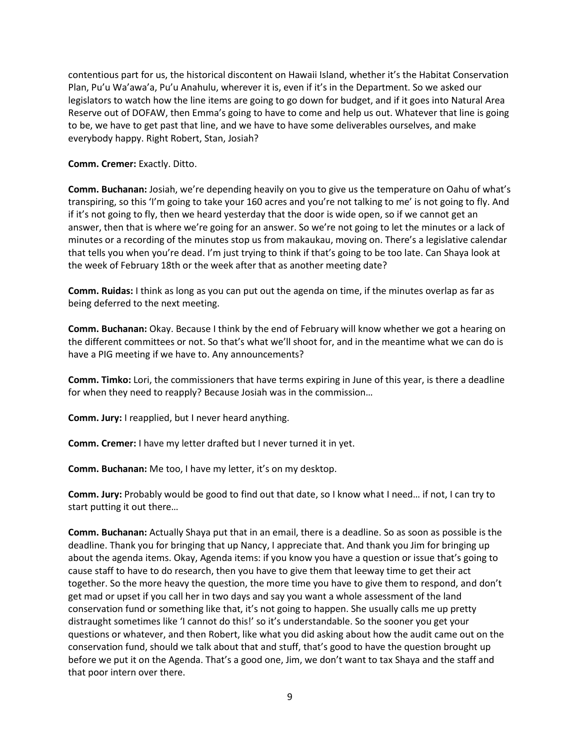contentious part for us, the historical discontent on Hawaii Island, whether it's the Habitat Conservation Plan, Pu'u Wa'awa'a, Pu'u Anahulu, wherever it is, even if it's in the Department. So we asked our legislators to watch how the line items are going to go down for budget, and if it goes into Natural Area Reserve out of DOFAW, then Emma's going to have to come and help us out. Whatever that line is going to be, we have to get past that line, and we have to have some deliverables ourselves, and make everybody happy. Right Robert, Stan, Josiah?

**Comm. Cremer:** Exactly. Ditto.

**Comm. Buchanan:** Josiah, we're depending heavily on you to give us the temperature on Oahu of what's transpiring, so this 'I'm going to take your 160 acres and you're not talking to me' is not going to fly. And if it's not going to fly, then we heard yesterday that the door is wide open, so if we cannot get an answer, then that is where we're going for an answer. So we're not going to let the minutes or a lack of minutes or a recording of the minutes stop us from makaukau, moving on. There's a legislative calendar that tells you when you're dead. I'm just trying to think if that's going to be too late. Can Shaya look at the week of February 18th or the week after that as another meeting date?

**Comm. Ruidas:** I think as long as you can put out the agenda on time, if the minutes overlap as far as being deferred to the next meeting.

**Comm. Buchanan:** Okay. Because I think by the end of February will know whether we got a hearing on the different committees or not. So that's what we'll shoot for, and in the meantime what we can do is have a PIG meeting if we have to. Any announcements?

**Comm. Timko:** Lori, the commissioners that have terms expiring in June of this year, is there a deadline for when they need to reapply? Because Josiah was in the commission…

**Comm. Jury:** I reapplied, but I never heard anything.

**Comm. Cremer:** I have my letter drafted but I never turned it in yet.

**Comm. Buchanan:** Me too, I have my letter, it's on my desktop.

**Comm. Jury:** Probably would be good to find out that date, so I know what I need… if not, I can try to start putting it out there…

**Comm. Buchanan:** Actually Shaya put that in an email, there is a deadline. So as soon as possible is the deadline. Thank you for bringing that up Nancy, I appreciate that. And thank you Jim for bringing up about the agenda items. Okay, Agenda items: if you know you have a question or issue that's going to cause staff to have to do research, then you have to give them that leeway time to get their act together. So the more heavy the question, the more time you have to give them to respond, and don't get mad or upset if you call her in two days and say you want a whole assessment of the land conservation fund or something like that, it's not going to happen. She usually calls me up pretty distraught sometimes like 'I cannot do this!' so it's understandable. So the sooner you get your questions or whatever, and then Robert, like what you did asking about how the audit came out on the conservation fund, should we talk about that and stuff, that's good to have the question brought up before we put it on the Agenda. That's a good one, Jim, we don't want to tax Shaya and the staff and that poor intern over there.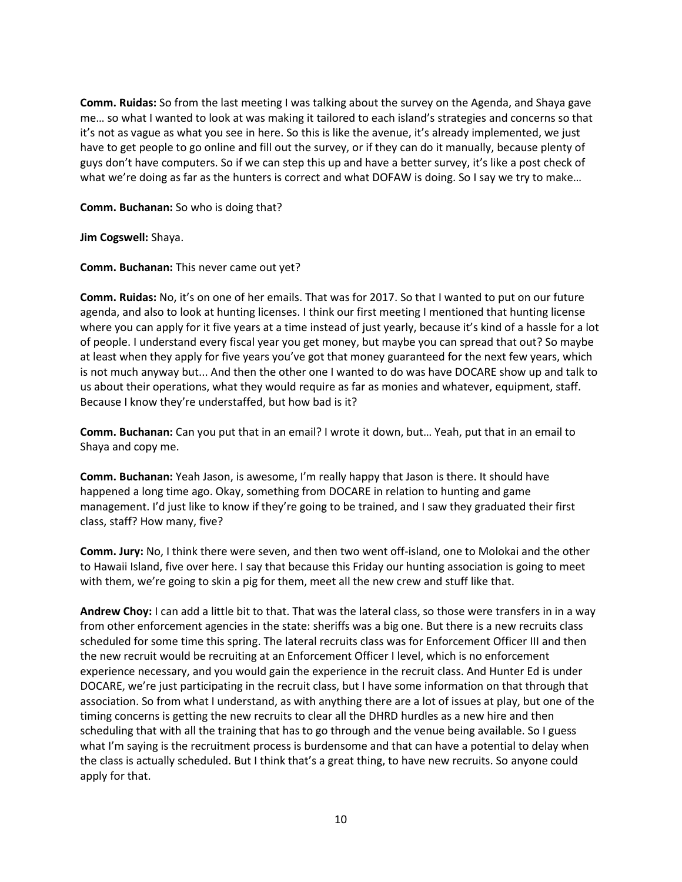**Comm. Ruidas:** So from the last meeting I was talking about the survey on the Agenda, and Shaya gave me… so what I wanted to look at was making it tailored to each island's strategies and concerns so that it's not as vague as what you see in here. So this is like the avenue, it's already implemented, we just have to get people to go online and fill out the survey, or if they can do it manually, because plenty of guys don't have computers. So if we can step this up and have a better survey, it's like a post check of what we're doing as far as the hunters is correct and what DOFAW is doing. So I say we try to make…

**Comm. Buchanan:** So who is doing that?

**Jim Cogswell:** Shaya.

**Comm. Buchanan:** This never came out yet?

**Comm. Ruidas:** No, it's on one of her emails. That was for 2017. So that I wanted to put on our future agenda, and also to look at hunting licenses. I think our first meeting I mentioned that hunting license where you can apply for it five years at a time instead of just yearly, because it's kind of a hassle for a lot of people. I understand every fiscal year you get money, but maybe you can spread that out? So maybe at least when they apply for five years you've got that money guaranteed for the next few years, which is not much anyway but... And then the other one I wanted to do was have DOCARE show up and talk to us about their operations, what they would require as far as monies and whatever, equipment, staff. Because I know they're understaffed, but how bad is it?

**Comm. Buchanan:** Can you put that in an email? I wrote it down, but… Yeah, put that in an email to Shaya and copy me.

**Comm. Buchanan:** Yeah Jason, is awesome, I'm really happy that Jason is there. It should have happened a long time ago. Okay, something from DOCARE in relation to hunting and game management. I'd just like to know if they're going to be trained, and I saw they graduated their first class, staff? How many, five?

**Comm. Jury:** No, I think there were seven, and then two went off-island, one to Molokai and the other to Hawaii Island, five over here. I say that because this Friday our hunting association is going to meet with them, we're going to skin a pig for them, meet all the new crew and stuff like that.

**Andrew Choy:** I can add a little bit to that. That was the lateral class, so those were transfers in in a way from other enforcement agencies in the state: sheriffs was a big one. But there is a new recruits class scheduled for some time this spring. The lateral recruits class was for Enforcement Officer III and then the new recruit would be recruiting at an Enforcement Officer I level, which is no enforcement experience necessary, and you would gain the experience in the recruit class. And Hunter Ed is under DOCARE, we're just participating in the recruit class, but I have some information on that through that association. So from what I understand, as with anything there are a lot of issues at play, but one of the timing concerns is getting the new recruits to clear all the DHRD hurdles as a new hire and then scheduling that with all the training that has to go through and the venue being available. So I guess what I'm saying is the recruitment process is burdensome and that can have a potential to delay when the class is actually scheduled. But I think that's a great thing, to have new recruits. So anyone could apply for that.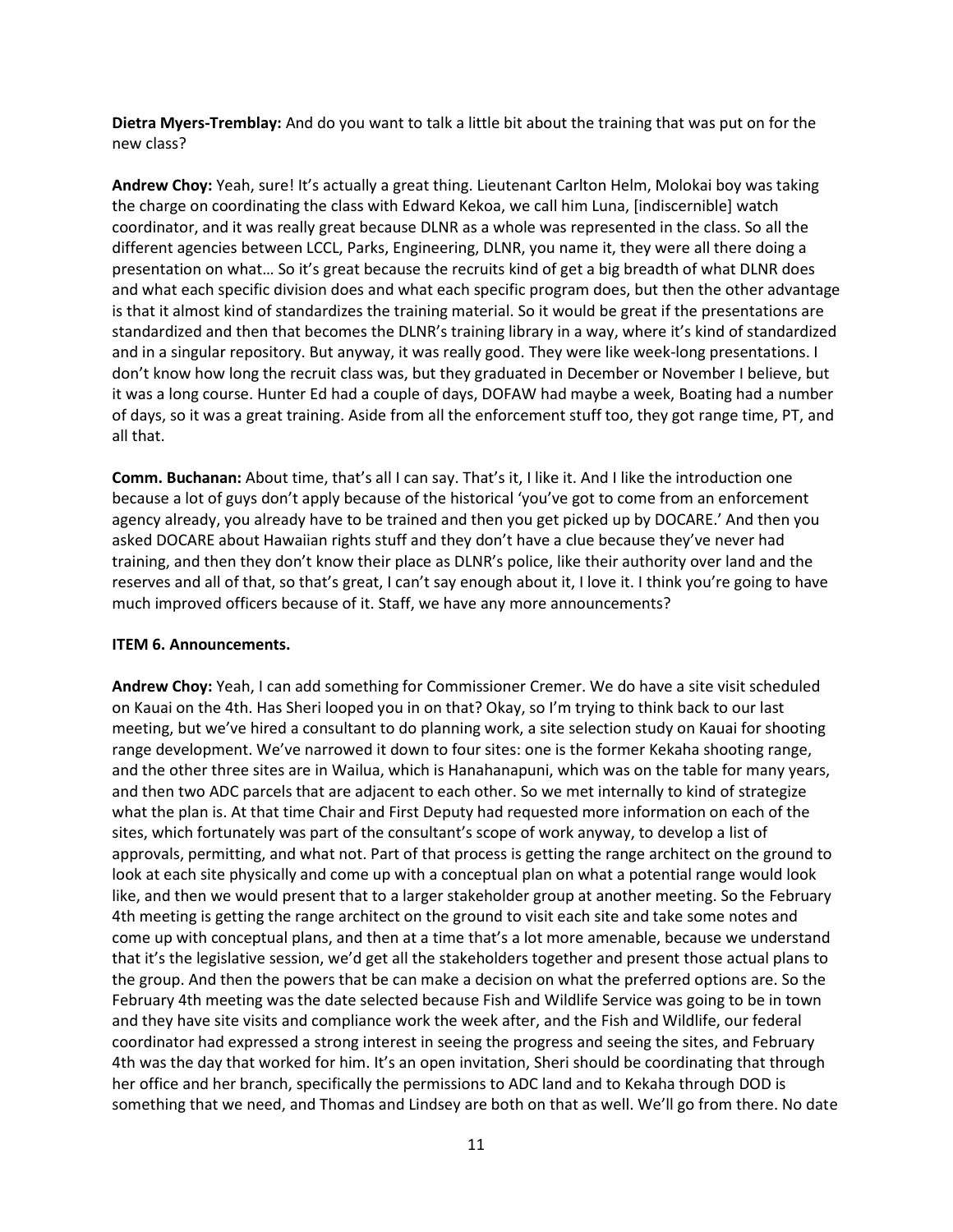**Dietra Myers-Tremblay:** And do you want to talk a little bit about the training that was put on for the new class?

**Andrew Choy:** Yeah, sure! It's actually a great thing. Lieutenant Carlton Helm, Molokai boy was taking the charge on coordinating the class with Edward Kekoa, we call him Luna, [indiscernible] watch coordinator, and it was really great because DLNR as a whole was represented in the class. So all the different agencies between LCCL, Parks, Engineering, DLNR, you name it, they were all there doing a presentation on what… So it's great because the recruits kind of get a big breadth of what DLNR does and what each specific division does and what each specific program does, but then the other advantage is that it almost kind of standardizes the training material. So it would be great if the presentations are standardized and then that becomes the DLNR's training library in a way, where it's kind of standardized and in a singular repository. But anyway, it was really good. They were like week-long presentations. I don't know how long the recruit class was, but they graduated in December or November I believe, but it was a long course. Hunter Ed had a couple of days, DOFAW had maybe a week, Boating had a number of days, so it was a great training. Aside from all the enforcement stuff too, they got range time, PT, and all that.

**Comm. Buchanan:** About time, that's all I can say. That's it, I like it. And I like the introduction one because a lot of guys don't apply because of the historical 'you've got to come from an enforcement agency already, you already have to be trained and then you get picked up by DOCARE.' And then you asked DOCARE about Hawaiian rights stuff and they don't have a clue because they've never had training, and then they don't know their place as DLNR's police, like their authority over land and the reserves and all of that, so that's great, I can't say enough about it, I love it. I think you're going to have much improved officers because of it. Staff, we have any more announcements?

**ITEM 6. Announcements.**

**Andrew Choy:** Yeah, I can add something for Commissioner Cremer. We do have a site visit scheduled on Kauai on the 4th. Has Sheri looped you in on that? Okay, so I'm trying to think back to our last meeting, but we've hired a consultant to do planning work, a site selection study on Kauai for shooting range development. We've narrowed it down to four sites: one is the former Kekaha shooting range, and the other three sites are in Wailua, which is Hanahanapuni, which was on the table for many years, and then two ADC parcels that are adjacent to each other. So we met internally to kind of strategize what the plan is. At that time Chair and First Deputy had requested more information on each of the sites, which fortunately was part of the consultant's scope of work anyway, to develop a list of approvals, permitting, and what not. Part of that process is getting the range architect on the ground to look at each site physically and come up with a conceptual plan on what a potential range would look like, and then we would present that to a larger stakeholder group at another meeting. So the February 4th meeting is getting the range architect on the ground to visit each site and take some notes and come up with conceptual plans, and then at a time that's a lot more amenable, because we understand that it's the legislative session, we'd get all the stakeholders together and present those actual plans to the group. And then the powers that be can make a decision on what the preferred options are. So the February 4th meeting was the date selected because Fish and Wildlife Service was going to be in town and they have site visits and compliance work the week after, and the Fish and Wildlife, our federal coordinator had expressed a strong interest in seeing the progress and seeing the sites, and February 4th was the day that worked for him. It's an open invitation, Sheri should be coordinating that through her office and her branch, specifically the permissions to ADC land and to Kekaha through DOD is something that we need, and Thomas and Lindsey are both on that as well. We'll go from there. No date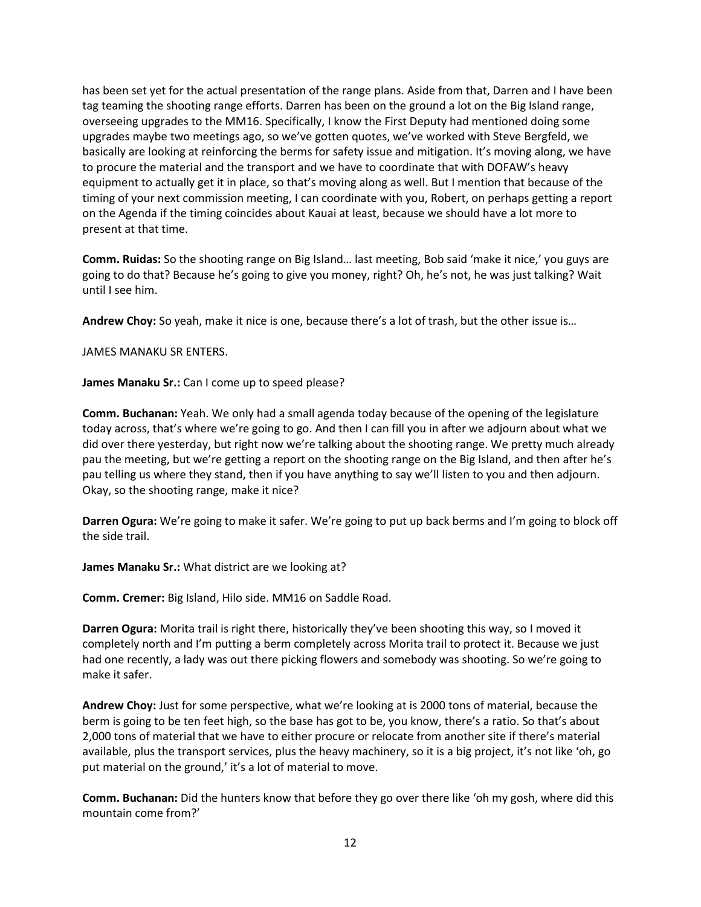has been set yet for the actual presentation of the range plans. Aside from that, Darren and I have been tag teaming the shooting range efforts. Darren has been on the ground a lot on the Big Island range, overseeing upgrades to the MM16. Specifically, I know the First Deputy had mentioned doing some upgrades maybe two meetings ago, so we've gotten quotes, we've worked with Steve Bergfeld, we basically are looking at reinforcing the berms for safety issue and mitigation. It's moving along, we have to procure the material and the transport and we have to coordinate that with DOFAW's heavy equipment to actually get it in place, so that's moving along as well. But I mention that because of the timing of your next commission meeting, I can coordinate with you, Robert, on perhaps getting a report on the Agenda if the timing coincides about Kauai at least, because we should have a lot more to present at that time.

**Comm. Ruidas:** So the shooting range on Big Island… last meeting, Bob said 'make it nice,' you guys are going to do that? Because he's going to give you money, right? Oh, he's not, he was just talking? Wait until I see him.

**Andrew Choy:** So yeah, make it nice is one, because there's a lot of trash, but the other issue is…

JAMES MANAKU SR ENTERS.

**James Manaku Sr.:** Can I come up to speed please?

**Comm. Buchanan:** Yeah. We only had a small agenda today because of the opening of the legislature today across, that's where we're going to go. And then I can fill you in after we adjourn about what we did over there yesterday, but right now we're talking about the shooting range. We pretty much already pau the meeting, but we're getting a report on the shooting range on the Big Island, and then after he's pau telling us where they stand, then if you have anything to say we'll listen to you and then adjourn. Okay, so the shooting range, make it nice?

**Darren Ogura:** We're going to make it safer. We're going to put up back berms and I'm going to block off the side trail.

**James Manaku Sr.:** What district are we looking at?

**Comm. Cremer:** Big Island, Hilo side. MM16 on Saddle Road.

**Darren Ogura:** Morita trail is right there, historically they've been shooting this way, so I moved it completely north and I'm putting a berm completely across Morita trail to protect it. Because we just had one recently, a lady was out there picking flowers and somebody was shooting. So we're going to make it safer.

**Andrew Choy:** Just for some perspective, what we're looking at is 2000 tons of material, because the berm is going to be ten feet high, so the base has got to be, you know, there's a ratio. So that's about 2,000 tons of material that we have to either procure or relocate from another site if there's material available, plus the transport services, plus the heavy machinery, so it is a big project, it's not like 'oh, go put material on the ground,' it's a lot of material to move.

**Comm. Buchanan:** Did the hunters know that before they go over there like 'oh my gosh, where did this mountain come from?'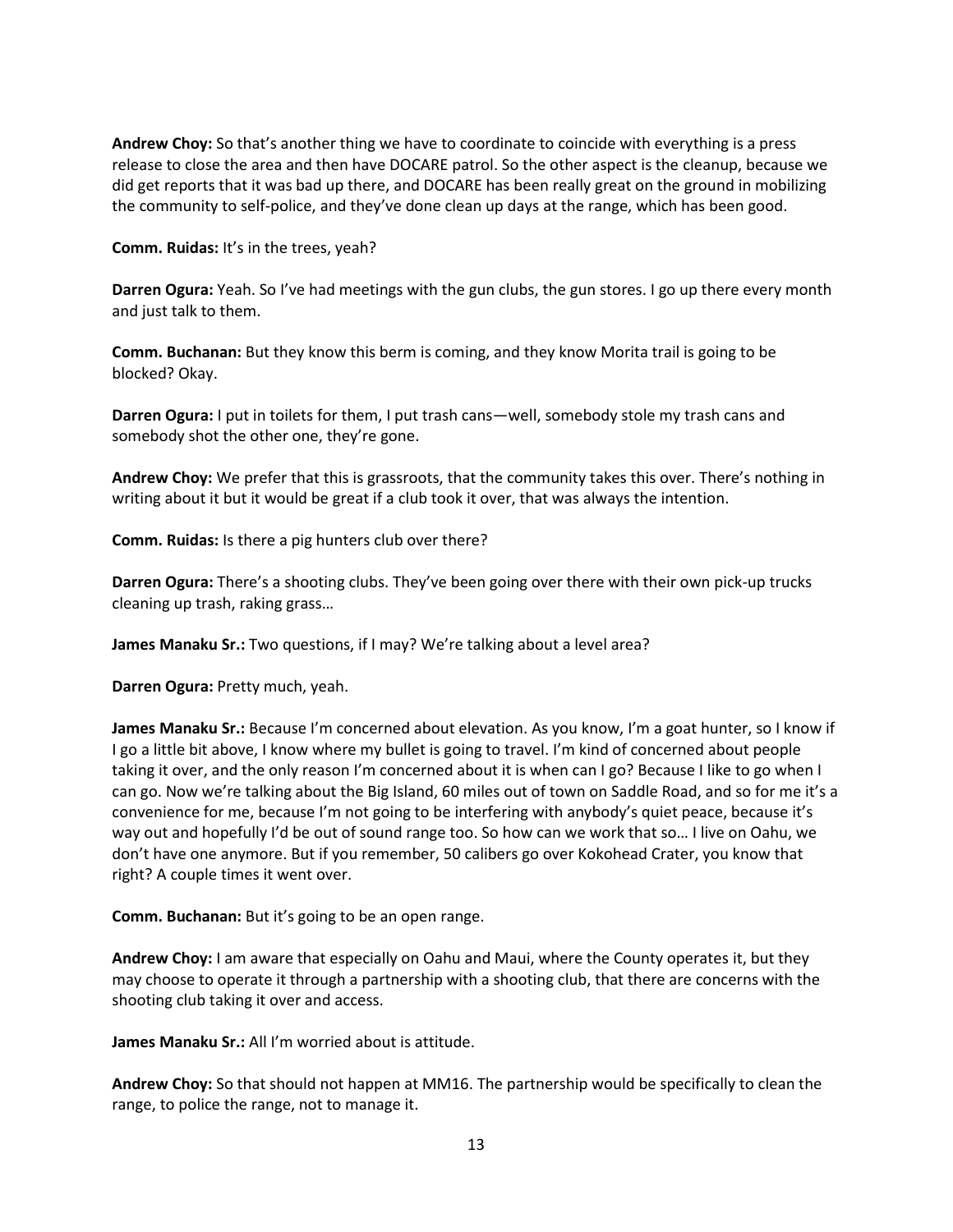**Andrew Choy:** So that's another thing we have to coordinate to coincide with everything is a press release to close the area and then have DOCARE patrol. So the other aspect is the cleanup, because we did get reports that it was bad up there, and DOCARE has been really great on the ground in mobilizing the community to self-police, and they've done clean up days at the range, which has been good.

**Comm. Ruidas:** It's in the trees, yeah?

**Darren Ogura:** Yeah. So I've had meetings with the gun clubs, the gun stores. I go up there every month and just talk to them.

**Comm. Buchanan:** But they know this berm is coming, and they know Morita trail is going to be blocked? Okay.

**Darren Ogura:** I put in toilets for them, I put trash cans—well, somebody stole my trash cans and somebody shot the other one, they're gone.

**Andrew Choy:** We prefer that this is grassroots, that the community takes this over. There's nothing in writing about it but it would be great if a club took it over, that was always the intention.

**Comm. Ruidas:** Is there a pig hunters club over there?

**Darren Ogura:** There's a shooting clubs. They've been going over there with their own pick-up trucks cleaning up trash, raking grass…

**James Manaku Sr.:** Two questions, if I may? We're talking about a level area?

**Darren Ogura:** Pretty much, yeah.

**James Manaku Sr.:** Because I'm concerned about elevation. As you know, I'm a goat hunter, so I know if I go a little bit above, I know where my bullet is going to travel. I'm kind of concerned about people taking it over, and the only reason I'm concerned about it is when can I go? Because I like to go when I can go. Now we're talking about the Big Island, 60 miles out of town on Saddle Road, and so for me it's a convenience for me, because I'm not going to be interfering with anybody's quiet peace, because it's way out and hopefully I'd be out of sound range too. So how can we work that so… I live on Oahu, we don't have one anymore. But if you remember, 50 calibers go over Kokohead Crater, you know that right? A couple times it went over.

**Comm. Buchanan:** But it's going to be an open range.

**Andrew Choy:** I am aware that especially on Oahu and Maui, where the County operates it, but they may choose to operate it through a partnership with a shooting club, that there are concerns with the shooting club taking it over and access.

**James Manaku Sr.:** All I'm worried about is attitude.

**Andrew Choy:** So that should not happen at MM16. The partnership would be specifically to clean the range, to police the range, not to manage it.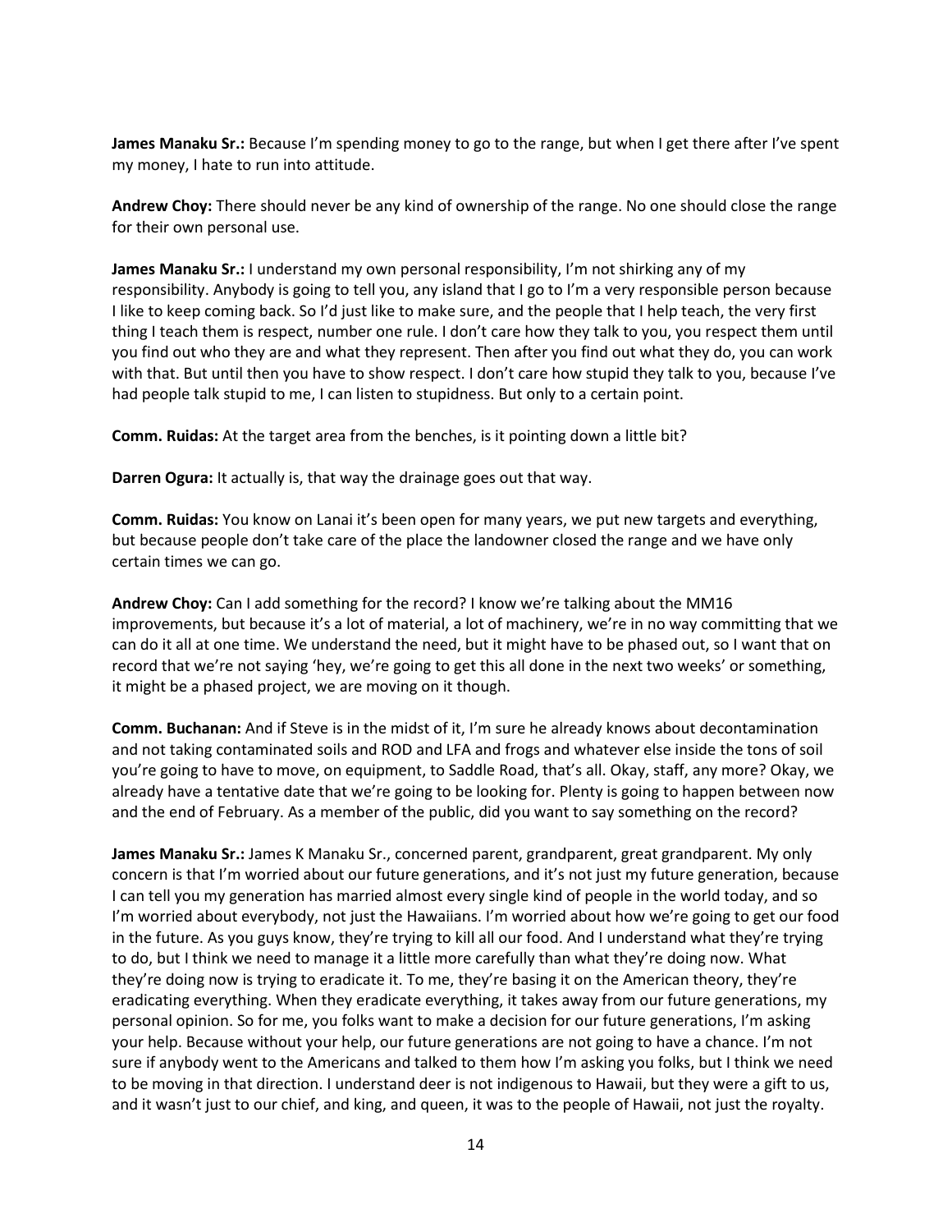**James Manaku Sr.:** Because I'm spending money to go to the range, but when I get there after I've spent my money, I hate to run into attitude.

**Andrew Choy:** There should never be any kind of ownership of the range. No one should close the range for their own personal use.

**James Manaku Sr.:** I understand my own personal responsibility, I'm not shirking any of my responsibility. Anybody is going to tell you, any island that I go to I'm a very responsible person because I like to keep coming back. So I'd just like to make sure, and the people that I help teach, the very first thing I teach them is respect, number one rule. I don't care how they talk to you, you respect them until you find out who they are and what they represent. Then after you find out what they do, you can work with that. But until then you have to show respect. I don't care how stupid they talk to you, because I've had people talk stupid to me, I can listen to stupidness. But only to a certain point.

**Comm. Ruidas:** At the target area from the benches, is it pointing down a little bit?

**Darren Ogura:** It actually is, that way the drainage goes out that way.

**Comm. Ruidas:** You know on Lanai it's been open for many years, we put new targets and everything, but because people don't take care of the place the landowner closed the range and we have only certain times we can go.

**Andrew Choy:** Can I add something for the record? I know we're talking about the MM16 improvements, but because it's a lot of material, a lot of machinery, we're in no way committing that we can do it all at one time. We understand the need, but it might have to be phased out, so I want that on record that we're not saying 'hey, we're going to get this all done in the next two weeks' or something, it might be a phased project, we are moving on it though.

**Comm. Buchanan:** And if Steve is in the midst of it, I'm sure he already knows about decontamination and not taking contaminated soils and ROD and LFA and frogs and whatever else inside the tons of soil you're going to have to move, on equipment, to Saddle Road, that's all. Okay, staff, any more? Okay, we already have a tentative date that we're going to be looking for. Plenty is going to happen between now and the end of February. As a member of the public, did you want to say something on the record?

**James Manaku Sr.:** James K Manaku Sr., concerned parent, grandparent, great grandparent. My only concern is that I'm worried about our future generations, and it's not just my future generation, because I can tell you my generation has married almost every single kind of people in the world today, and so I'm worried about everybody, not just the Hawaiians. I'm worried about how we're going to get our food in the future. As you guys know, they're trying to kill all our food. And I understand what they're trying to do, but I think we need to manage it a little more carefully than what they're doing now. What they're doing now is trying to eradicate it. To me, they're basing it on the American theory, they're eradicating everything. When they eradicate everything, it takes away from our future generations, my personal opinion. So for me, you folks want to make a decision for our future generations, I'm asking your help. Because without your help, our future generations are not going to have a chance. I'm not sure if anybody went to the Americans and talked to them how I'm asking you folks, but I think we need to be moving in that direction. I understand deer is not indigenous to Hawaii, but they were a gift to us, and it wasn't just to our chief, and king, and queen, it was to the people of Hawaii, not just the royalty.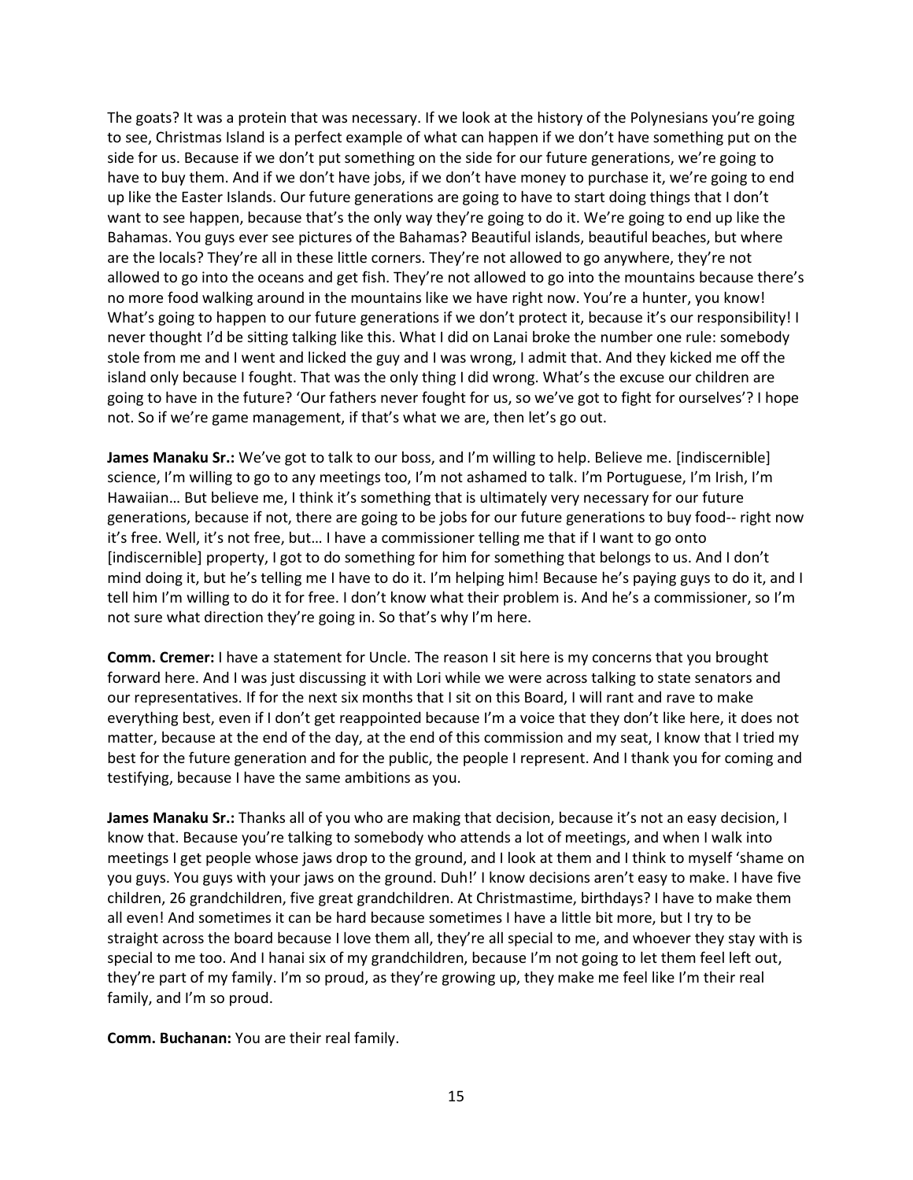The goats? It was a protein that was necessary. If we look at the history of the Polynesians you're going to see, Christmas Island is a perfect example of what can happen if we don't have something put on the side for us. Because if we don't put something on the side for our future generations, we're going to have to buy them. And if we don't have jobs, if we don't have money to purchase it, we're going to end up like the Easter Islands. Our future generations are going to have to start doing things that I don't want to see happen, because that's the only way they're going to do it. We're going to end up like the Bahamas. You guys ever see pictures of the Bahamas? Beautiful islands, beautiful beaches, but where are the locals? They're all in these little corners. They're not allowed to go anywhere, they're not allowed to go into the oceans and get fish. They're not allowed to go into the mountains because there's no more food walking around in the mountains like we have right now. You're a hunter, you know! What's going to happen to our future generations if we don't protect it, because it's our responsibility! I never thought I'd be sitting talking like this. What I did on Lanai broke the number one rule: somebody stole from me and I went and licked the guy and I was wrong, I admit that. And they kicked me off the island only because I fought. That was the only thing I did wrong. What's the excuse our children are going to have in the future? 'Our fathers never fought for us, so we've got to fight for ourselves'? I hope not. So if we're game management, if that's what we are, then let's go out.

**James Manaku Sr.:** We've got to talk to our boss, and I'm willing to help. Believe me. [indiscernible] science, I'm willing to go to any meetings too, I'm not ashamed to talk. I'm Portuguese, I'm Irish, I'm Hawaiian… But believe me, I think it's something that is ultimately very necessary for our future generations, because if not, there are going to be jobs for our future generations to buy food-- right now it's free. Well, it's not free, but… I have a commissioner telling me that if I want to go onto [indiscernible] property, I got to do something for him for something that belongs to us. And I don't mind doing it, but he's telling me I have to do it. I'm helping him! Because he's paying guys to do it, and I tell him I'm willing to do it for free. I don't know what their problem is. And he's a commissioner, so I'm not sure what direction they're going in. So that's why I'm here.

**Comm. Cremer:** I have a statement for Uncle. The reason I sit here is my concerns that you brought forward here. And I was just discussing it with Lori while we were across talking to state senators and our representatives. If for the next six months that I sit on this Board, I will rant and rave to make everything best, even if I don't get reappointed because I'm a voice that they don't like here, it does not matter, because at the end of the day, at the end of this commission and my seat, I know that I tried my best for the future generation and for the public, the people I represent. And I thank you for coming and testifying, because I have the same ambitions as you.

**James Manaku Sr.:** Thanks all of you who are making that decision, because it's not an easy decision, I know that. Because you're talking to somebody who attends a lot of meetings, and when I walk into meetings I get people whose jaws drop to the ground, and I look at them and I think to myself 'shame on you guys. You guys with your jaws on the ground. Duh!' I know decisions aren't easy to make. I have five children, 26 grandchildren, five great grandchildren. At Christmastime, birthdays? I have to make them all even! And sometimes it can be hard because sometimes I have a little bit more, but I try to be straight across the board because I love them all, they're all special to me, and whoever they stay with is special to me too. And I hanai six of my grandchildren, because I'm not going to let them feel left out, they're part of my family. I'm so proud, as they're growing up, they make me feel like I'm their real family, and I'm so proud.

**Comm. Buchanan:** You are their real family.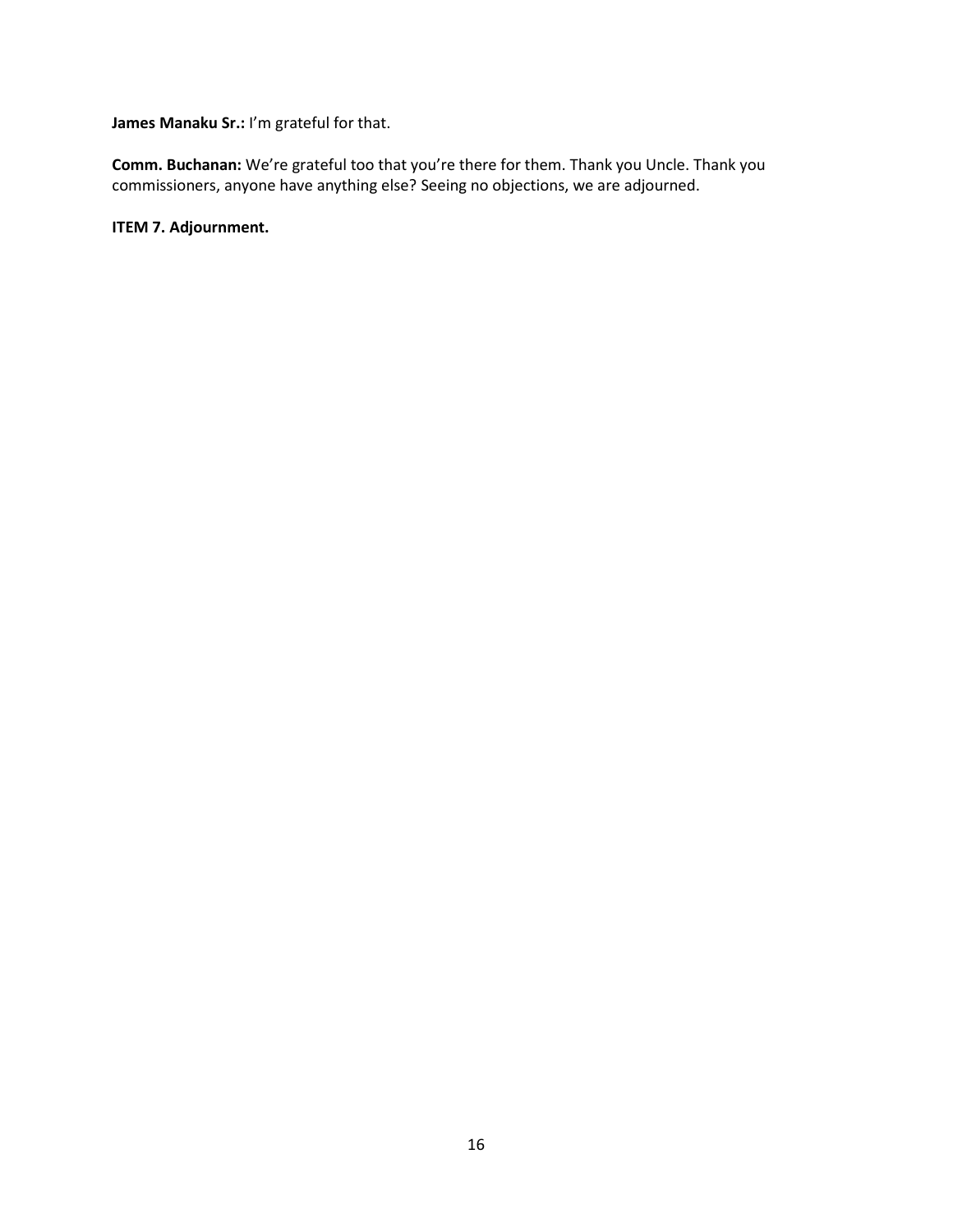**James Manaku Sr.:** I'm grateful for that.

**Comm. Buchanan:** We're grateful too that you're there for them. Thank you Uncle. Thank you commissioners, anyone have anything else? Seeing no objections, we are adjourned.

**ITEM 7. Adjournment.**